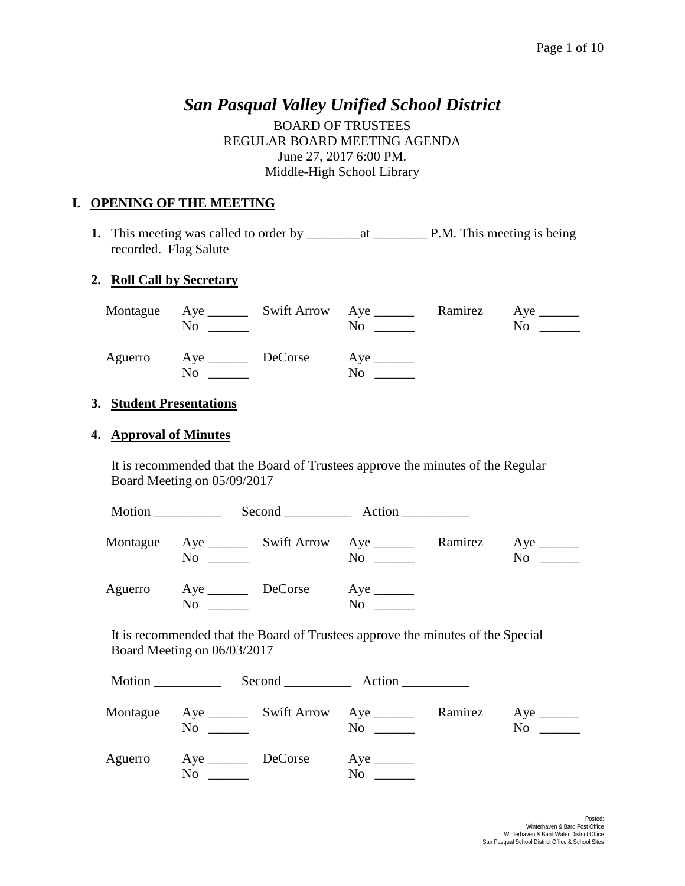# *San Pasqual Valley Unified School District*

BOARD OF TRUSTEES
REGULAR BOARD MEETING AGENDA
June 27, 2017 6:00 PM.
Middle-High School Library

## I. OPENING OF THE MEETING

**1.** This meeting was called to order by ________at ________ P.M. This meeting is being recorded. Flag Salute

### 2. Roll Call by Secretary

| | | | | | |
|---|---|---|---|---|---|
| Montague | Aye ______ No ______ | Swift Arrow | Aye ______ No ______ | Ramirez | Aye ______ No ______ |
| Aguerro | Aye ______ No ______ | DeCorse | Aye ______ No ______ | | |

### 3. Student Presentations

### 4. Approval of Minutes

It is recommended that the Board of Trustees approve the minutes of the Regular Board Meeting on 05/09/2017

Motion __________ Second __________ Action __________

| | | | | | |
|---|---|---|---|---|---|
| Montague | Aye ______ No ______ | Swift Arrow | Aye ______ No ______ | Ramirez | Aye ______ No ______ |
| Aguerro | Aye ______ No ______ | DeCorse | Aye ______ No ______ | | |

It is recommended that the Board of Trustees approve the minutes of the Special Board Meeting on 06/03/2017

Motion __________ Second __________ Action __________

| | | | | | |
|---|---|---|---|---|---|
| Montague | Aye ______ No ______ | Swift Arrow | Aye ______ No ______ | Ramirez | Aye ______ No ______ |
| Aguerro | Aye ______ No ______ | DeCorse | Aye ______ No ______ | | |

Posted:
Winterhaven & Bard Post Office
Winterhaven & Bard Water District Office
San Pasqual School District Office & School Sites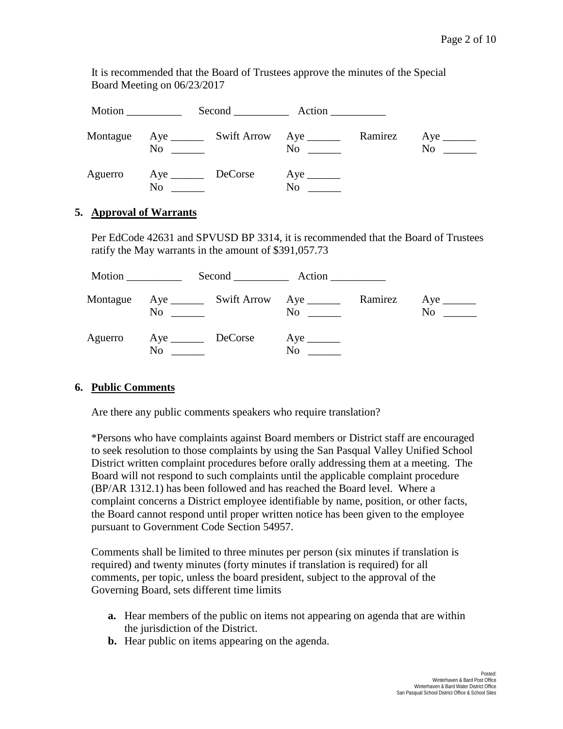It is recommended that the Board of Trustees approve the minutes of the Special Board Meeting on 06/23/2017

Motion __________ Second __________ Action __________

| | | | | | |
|---|---|---|---|---|---|
| Montague | Aye ______<br>No ______ | Swift Arrow | Aye ______<br>No ______ | Ramirez | Aye ______<br>No ______ |
| Aguerro | Aye ______<br>No ______ | DeCorse | Aye ______<br>No ______ | | |

5. **<u>Approval of Warrants</u>**

Per EdCode 42631 and SPVUSD BP 3314, it is recommended that the Board of Trustees ratify the May warrants in the amount of $391,057.73

Motion __________ Second __________ Action __________

| | | | | | |
|---|---|---|---|---|---|
| Montague | Aye ______<br>No ______ | Swift Arrow | Aye ______<br>No ______ | Ramirez | Aye ______<br>No ______ |
| Aguerro | Aye ______<br>No ______ | DeCorse | Aye ______<br>No ______ | | |

6. **<u>Public Comments</u>**

Are there any public comments speakers who require translation?

*Persons who have complaints against Board members or District staff are encouraged to seek resolution to those complaints by using the San Pasqual Valley Unified School District written complaint procedures before orally addressing them at a meeting. The Board will not respond to such complaints until the applicable complaint procedure (BP/AR 1312.1) has been followed and has reached the Board level. Where a complaint concerns a District employee identifiable by name, position, or other facts, the Board cannot respond until proper written notice has been given to the employee pursuant to Government Code Section 54957.

Comments shall be limited to three minutes per person (six minutes if translation is required) and twenty minutes (forty minutes if translation is required) for all comments, per topic, unless the board president, subject to the approval of the Governing Board, sets different time limits

- **a.** Hear members of the public on items not appearing on agenda that are within the jurisdiction of the District.
- **b.** Hear public on items appearing on the agenda.

Posted:
Winterhaven & Bard Post Office
Winterhaven & Bard Water District Office
San Pasqual School District Office & School Sites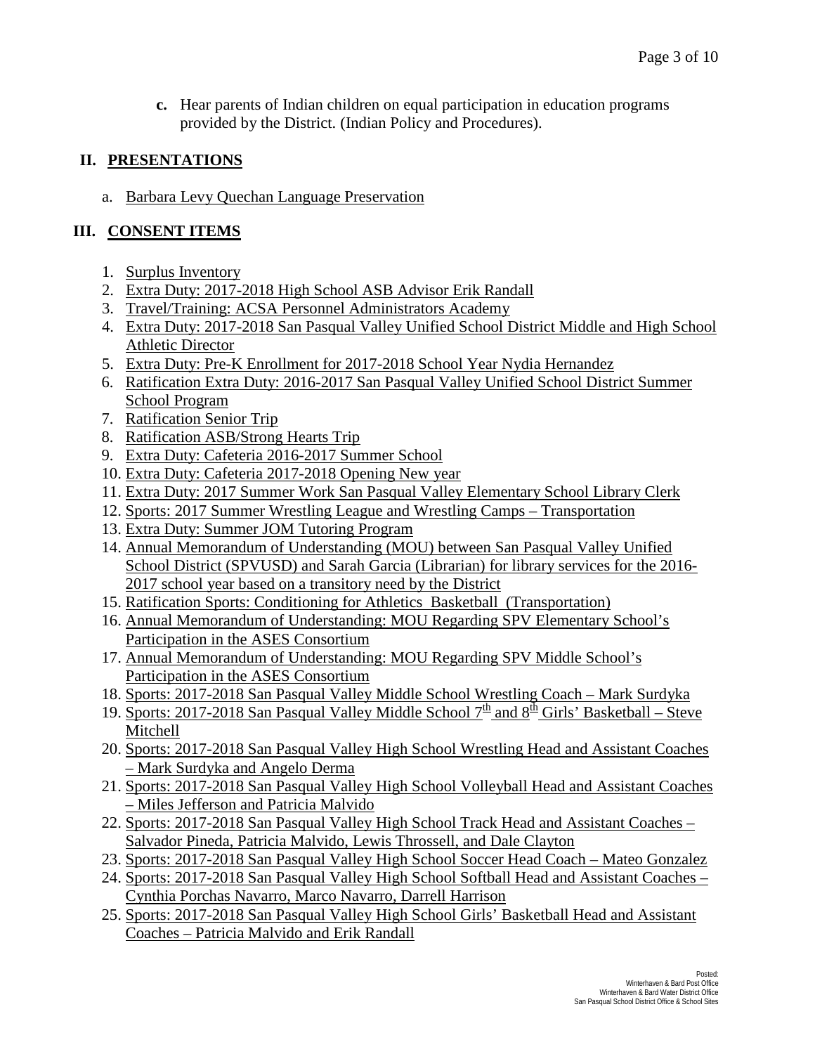**c.** Hear parents of Indian children on equal participation in education programs provided by the District. (Indian Policy and Procedures).

## II. PRESENTATIONS

a. Barbara Levy Quechan Language Preservation

## III. CONSENT ITEMS

1. Surplus Inventory
2. Extra Duty: 2017-2018 High School ASB Advisor Erik Randall
3. Travel/Training: ACSA Personnel Administrators Academy
4. Extra Duty: 2017-2018 San Pasqual Valley Unified School District Middle and High School Athletic Director
5. Extra Duty: Pre-K Enrollment for 2017-2018 School Year Nydia Hernandez
6. Ratification Extra Duty: 2016-2017 San Pasqual Valley Unified School District Summer School Program
7. Ratification Senior Trip
8. Ratification ASB/Strong Hearts Trip
9. Extra Duty: Cafeteria 2016-2017 Summer School
10. Extra Duty: Cafeteria 2017-2018 Opening New year
11. Extra Duty: 2017 Summer Work San Pasqual Valley Elementary School Library Clerk
12. Sports: 2017 Summer Wrestling League and Wrestling Camps – Transportation
13. Extra Duty: Summer JOM Tutoring Program
14. Annual Memorandum of Understanding (MOU) between San Pasqual Valley Unified School District (SPVUSD) and Sarah Garcia (Librarian) for library services for the 2016-2017 school year based on a transitory need by the District
15. Ratification Sports: Conditioning for Athletics Basketball (Transportation)
16. Annual Memorandum of Understanding: MOU Regarding SPV Elementary School's Participation in the ASES Consortium
17. Annual Memorandum of Understanding: MOU Regarding SPV Middle School's Participation in the ASES Consortium
18. Sports: 2017-2018 San Pasqual Valley Middle School Wrestling Coach – Mark Surdyka
19. Sports: 2017-2018 San Pasqual Valley Middle School 7th and 8th Girls' Basketball – Steve Mitchell
20. Sports: 2017-2018 San Pasqual Valley High School Wrestling Head and Assistant Coaches – Mark Surdyka and Angelo Derma
21. Sports: 2017-2018 San Pasqual Valley High School Volleyball Head and Assistant Coaches – Miles Jefferson and Patricia Malvido
22. Sports: 2017-2018 San Pasqual Valley High School Track Head and Assistant Coaches – Salvador Pineda, Patricia Malvido, Lewis Throssell, and Dale Clayton
23. Sports: 2017-2018 San Pasqual Valley High School Soccer Head Coach – Mateo Gonzalez
24. Sports: 2017-2018 San Pasqual Valley High School Softball Head and Assistant Coaches – Cynthia Porchas Navarro, Marco Navarro, Darrell Harrison
25. Sports: 2017-2018 San Pasqual Valley High School Girls' Basketball Head and Assistant Coaches – Patricia Malvido and Erik Randall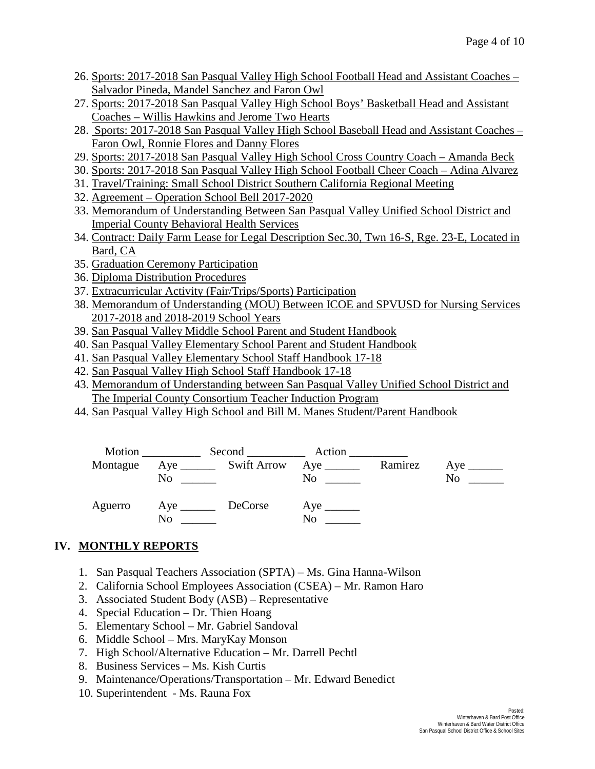26. Sports: 2017-2018 San Pasqual Valley High School Football Head and Assistant Coaches – Salvador Pineda, Mandel Sanchez and Faron Owl
27. Sports: 2017-2018 San Pasqual Valley High School Boys' Basketball Head and Assistant Coaches – Willis Hawkins and Jerome Two Hearts
28. Sports: 2017-2018 San Pasqual Valley High School Baseball Head and Assistant Coaches – Faron Owl, Ronnie Flores and Danny Flores
29. Sports: 2017-2018 San Pasqual Valley High School Cross Country Coach – Amanda Beck
30. Sports: 2017-2018 San Pasqual Valley High School Football Cheer Coach – Adina Alvarez
31. Travel/Training: Small School District Southern California Regional Meeting
32. Agreement – Operation School Bell 2017-2020
33. Memorandum of Understanding Between San Pasqual Valley Unified School District and Imperial County Behavioral Health Services
34. Contract: Daily Farm Lease for Legal Description Sec.30, Twn 16-S, Rge. 23-E, Located in Bard, CA
35. Graduation Ceremony Participation
36. Diploma Distribution Procedures
37. Extracurricular Activity (Fair/Trips/Sports) Participation
38. Memorandum of Understanding (MOU) Between ICOE and SPVUSD for Nursing Services 2017-2018 and 2018-2019 School Years
39. San Pasqual Valley Middle School Parent and Student Handbook
40. San Pasqual Valley Elementary School Parent and Student Handbook
41. San Pasqual Valley Elementary School Staff Handbook 17-18
42. San Pasqual Valley High School Staff Handbook 17-18
43. Memorandum of Understanding between San Pasqual Valley Unified School District and The Imperial County Consortium Teacher Induction Program
44. San Pasqual Valley High School and Bill M. Manes Student/Parent Handbook

Motion __________ Second __________ Action __________

| | | | | | |
|---|---|---|---|---|---|
| Montague | Aye ______<br>No ______ | Swift Arrow | Aye ______<br>No ______ | Ramirez | Aye ______<br>No ______ |
| Aguerro | Aye ______<br>No ______ | DeCorse | Aye ______<br>No ______ | | |

## IV. MONTHLY REPORTS

1. San Pasqual Teachers Association (SPTA) – Ms. Gina Hanna-Wilson
2. California School Employees Association (CSEA) – Mr. Ramon Haro
3. Associated Student Body (ASB) – Representative
4. Special Education – Dr. Thien Hoang
5. Elementary School – Mr. Gabriel Sandoval
6. Middle School – Mrs. MaryKay Monson
7. High School/Alternative Education – Mr. Darrell Pechtl
8. Business Services – Ms. Kish Curtis
9. Maintenance/Operations/Transportation – Mr. Edward Benedict
10. Superintendent - Ms. Rauna Fox

Posted:
Winterhaven & Bard Post Office
Winterhaven & Bard Water District Office
San Pasqual School District Office & School Sites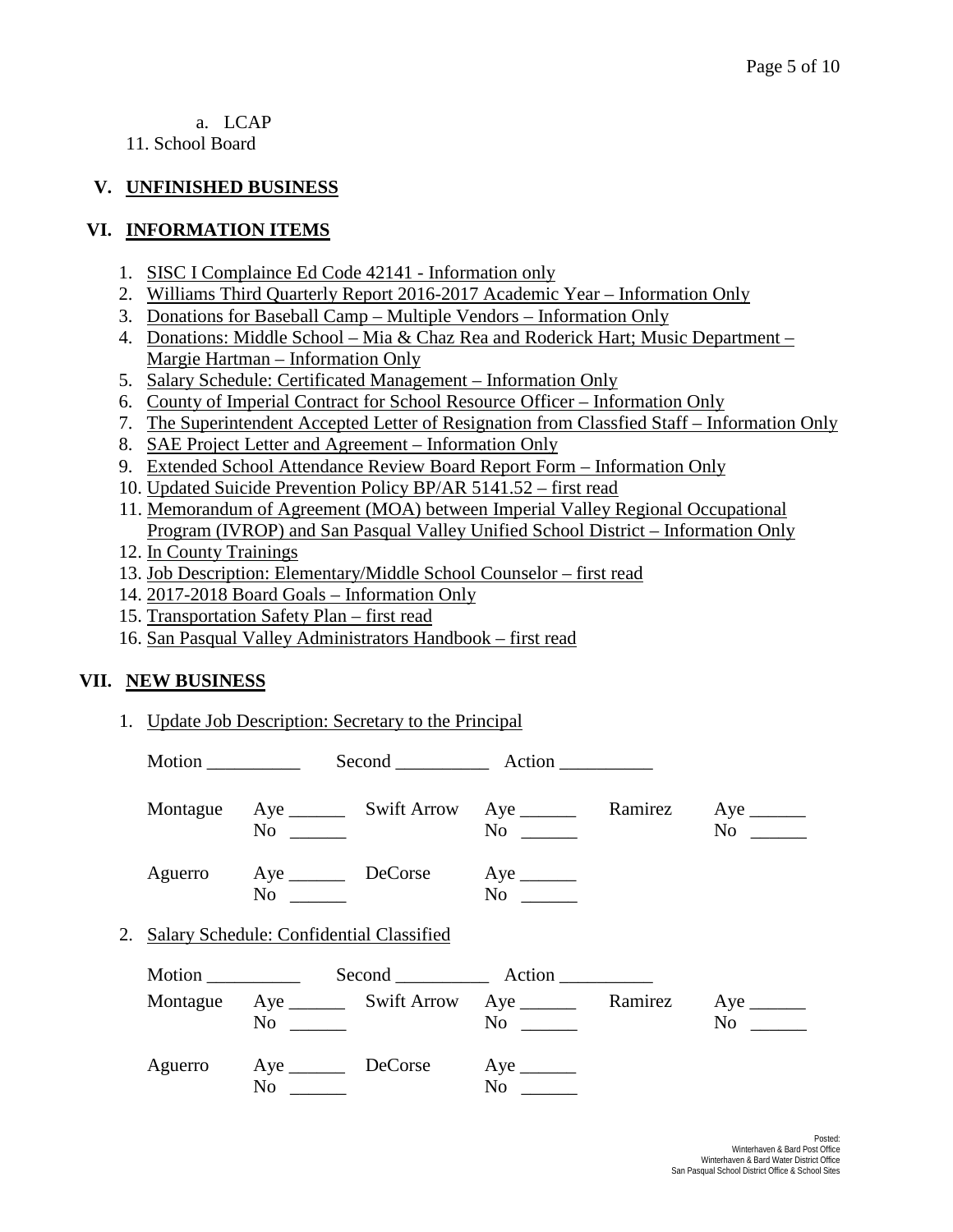a. LCAP

11. School Board

## V. UNFINISHED BUSINESS

## VI. INFORMATION ITEMS

1. SISC I Complaince Ed Code 42141 - Information only
2. Williams Third Quarterly Report 2016-2017 Academic Year – Information Only
3. Donations for Baseball Camp – Multiple Vendors – Information Only
4. Donations: Middle School – Mia & Chaz Rea and Roderick Hart; Music Department – Margie Hartman – Information Only
5. Salary Schedule: Certificated Management – Information Only
6. County of Imperial Contract for School Resource Officer – Information Only
7. The Superintendent Accepted Letter of Resignation from Classfied Staff – Information Only
8. SAE Project Letter and Agreement – Information Only
9. Extended School Attendance Review Board Report Form – Information Only
10. Updated Suicide Prevention Policy BP/AR 5141.52 – first read
11. Memorandum of Agreement (MOA) between Imperial Valley Regional Occupational Program (IVROP) and San Pasqual Valley Unified School District – Information Only
12. In County Trainings
13. Job Description: Elementary/Middle School Counselor – first read
14. 2017-2018 Board Goals – Information Only
15. Transportation Safety Plan – first read
16. San Pasqual Valley Administrators Handbook – first read

## VII. NEW BUSINESS

1. Update Job Description: Secretary to the Principal

Motion __________ Second __________ Action __________

| | | | | | |
|---|---|---|---|---|---|
| Montague | Aye ______<br>No ______ | Swift Arrow | Aye ______<br>No ______ | Ramirez | Aye ______<br>No ______ |
| Aguerro | Aye ______<br>No ______ | DeCorse | Aye ______<br>No ______ | | |

2. Salary Schedule: Confidential Classified

Motion __________ Second __________ Action __________

| | | | | | |
|---|---|---|---|---|---|
| Montague | Aye ______<br>No ______ | Swift Arrow | Aye ______<br>No ______ | Ramirez | Aye ______<br>No ______ |
| Aguerro | Aye ______<br>No ______ | DeCorse | Aye ______<br>No ______ | | |

Posted:
Winterhaven & Bard Post Office
Winterhaven & Bard Water District Office
San Pasqual School District Office & School Sites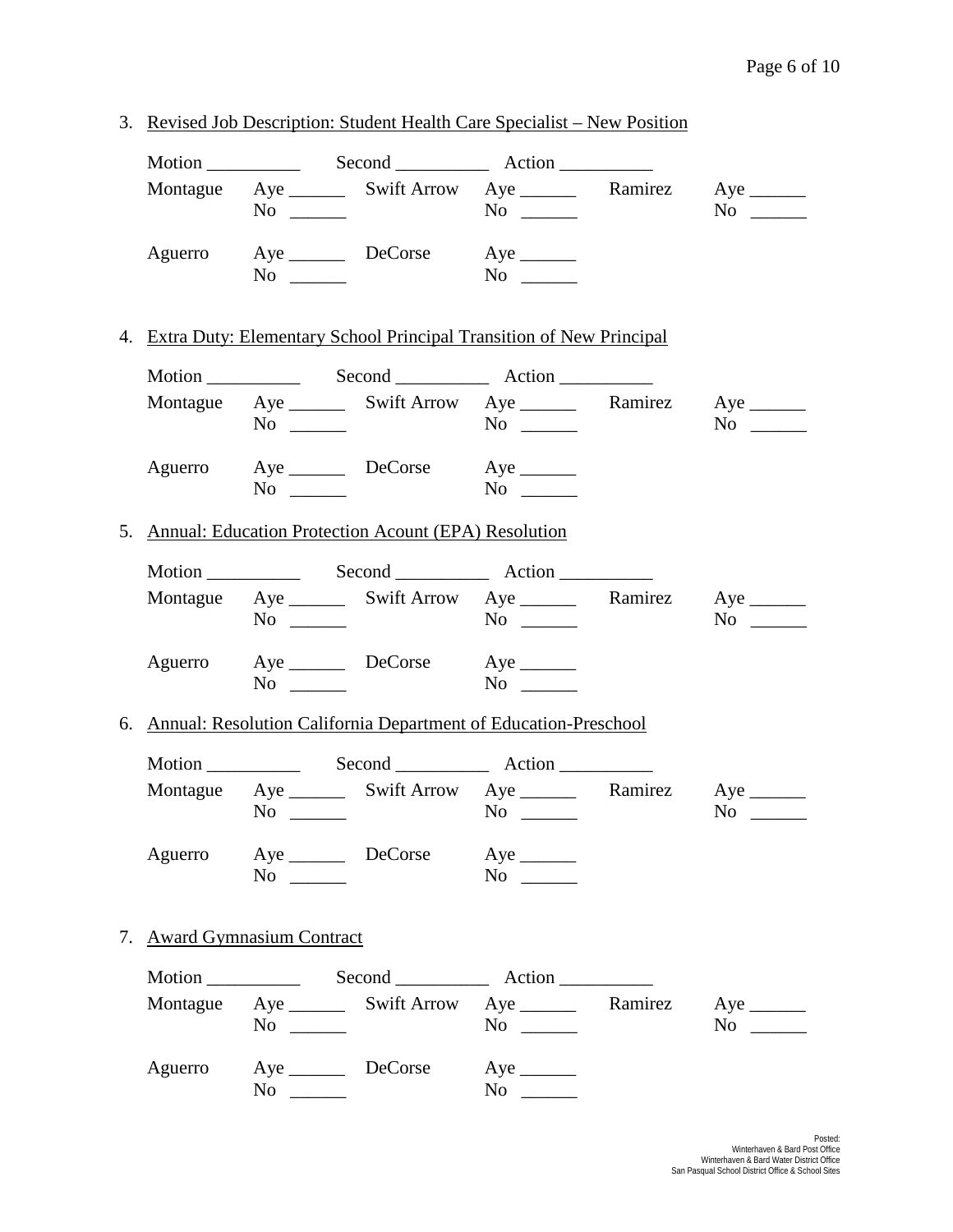3. Revised Job Description: Student Health Care Specialist – New Position

Motion __________ Second __________ Action __________

| | | | | | |
|---|---|---|---|---|---|
| Montague | Aye ______ No ______ | Swift Arrow | Aye ______ No ______ | Ramirez | Aye ______ No ______ |
| Aguerro | Aye ______ No ______ | DeCorse | Aye ______ No ______ | | |

4. Extra Duty: Elementary School Principal Transition of New Principal

Motion __________ Second __________ Action __________

| | | | | | |
|---|---|---|---|---|---|
| Montague | Aye ______ No ______ | Swift Arrow | Aye ______ No ______ | Ramirez | Aye ______ No ______ |
| Aguerro | Aye ______ No ______ | DeCorse | Aye ______ No ______ | | |

5. Annual: Education Protection Acount (EPA) Resolution

Motion __________ Second __________ Action __________

| | | | | | |
|---|---|---|---|---|---|
| Montague | Aye ______ No ______ | Swift Arrow | Aye ______ No ______ | Ramirez | Aye ______ No ______ |
| Aguerro | Aye ______ No ______ | DeCorse | Aye ______ No ______ | | |

6. Annual: Resolution California Department of Education-Preschool

Motion __________ Second __________ Action __________

| | | | | | |
|---|---|---|---|---|---|
| Montague | Aye ______ No ______ | Swift Arrow | Aye ______ No ______ | Ramirez | Aye ______ No ______ |
| Aguerro | Aye ______ No ______ | DeCorse | Aye ______ No ______ | | |

7. Award Gymnasium Contract

Motion __________ Second __________ Action __________

| | | | | | |
|---|---|---|---|---|---|
| Montague | Aye ______ No ______ | Swift Arrow | Aye ______ No ______ | Ramirez | Aye ______ No ______ |
| Aguerro | Aye ______ No ______ | DeCorse | Aye ______ No ______ | | |

Posted:
Winterhaven & Bard Post Office
Winterhaven & Bard Water District Office
San Pasqual School District Office & School Sites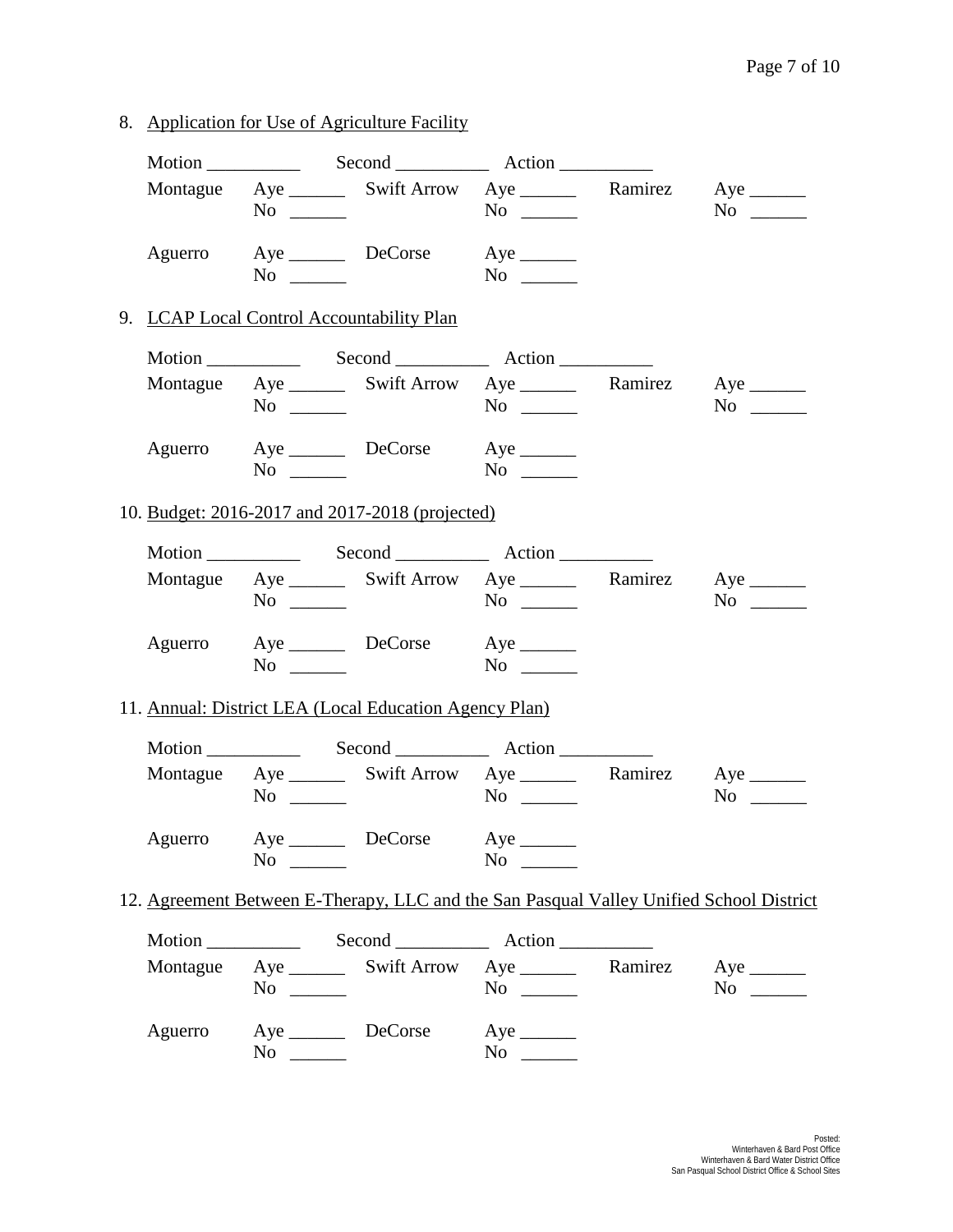8. Application for Use of Agriculture Facility

Motion __________ Second __________ Action __________

| Montague | Aye ______ | Swift Arrow | Aye ______ | Ramirez | Aye ______ |
|---|---|---|---|---|---|
| | No ______ | | No ______ | | No ______ |
| Aguerro | Aye ______ | DeCorse | Aye ______ | | |
| | No ______ | | No ______ | | |

9. LCAP Local Control Accountability Plan

Motion __________ Second __________ Action __________

| Montague | Aye ______ | Swift Arrow | Aye ______ | Ramirez | Aye ______ |
|---|---|---|---|---|---|
| | No ______ | | No ______ | | No ______ |
| Aguerro | Aye ______ | DeCorse | Aye ______ | | |
| | No ______ | | No ______ | | |

10. Budget: 2016-2017 and 2017-2018 (projected)

Motion __________ Second __________ Action __________

| Montague | Aye ______ | Swift Arrow | Aye ______ | Ramirez | Aye ______ |
|---|---|---|---|---|---|
| | No ______ | | No ______ | | No ______ |
| Aguerro | Aye ______ | DeCorse | Aye ______ | | |
| | No ______ | | No ______ | | |

11. Annual: District LEA (Local Education Agency Plan)

Motion __________ Second __________ Action __________

| Montague | Aye ______ | Swift Arrow | Aye ______ | Ramirez | Aye ______ |
|---|---|---|---|---|---|
| | No ______ | | No ______ | | No ______ |
| Aguerro | Aye ______ | DeCorse | Aye ______ | | |
| | No ______ | | No ______ | | |

12. Agreement Between E-Therapy, LLC and the San Pasqual Valley Unified School District

Motion __________ Second __________ Action __________

| Montague | Aye ______ | Swift Arrow | Aye ______ | Ramirez | Aye ______ |
|---|---|---|---|---|---|
| | No ______ | | No ______ | | No ______ |
| Aguerro | Aye ______ | DeCorse | Aye ______ | | |
| | No ______ | | No ______ | | |

Posted:
Winterhaven & Bard Post Office
Winterhaven & Bard Water District Office
San Pasqual School District Office & School Sites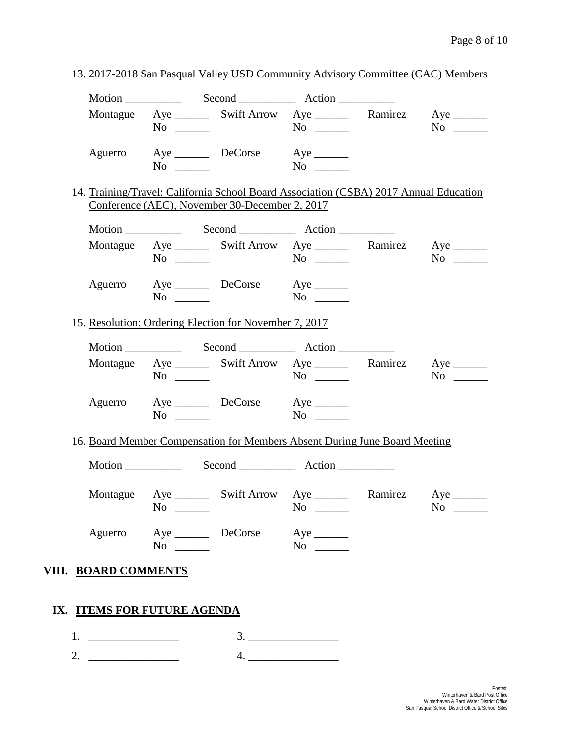13. <u>2017-2018 San Pasqual Valley USD Community Advisory Committee (CAC) Members</u>

Motion __________ Second __________ Action __________

| | | | | | |
|---|---|---|---|---|---|
| Montague | Aye ______ No ______ | Swift Arrow | Aye ______ No ______ | Ramirez | Aye ______ No ______ |
| Aguerro | Aye ______ No ______ | DeCorse | Aye ______ No ______ | | |

14. <u>Training/Travel: California School Board Association (CSBA) 2017 Annual Education Conference (AEC), November 30-December 2, 2017</u>

Motion __________ Second __________ Action __________

| | | | | | |
|---|---|---|---|---|---|
| Montague | Aye ______ No ______ | Swift Arrow | Aye ______ No ______ | Ramirez | Aye ______ No ______ |
| Aguerro | Aye ______ No ______ | DeCorse | Aye ______ No ______ | | |

15. <u>Resolution: Ordering Election for November 7, 2017</u>

Motion __________ Second __________ Action __________

| | | | | | |
|---|---|---|---|---|---|
| Montague | Aye ______ No ______ | Swift Arrow | Aye ______ No ______ | Ramirez | Aye ______ No ______ |
| Aguerro | Aye ______ No ______ | DeCorse | Aye ______ No ______ | | |

16. <u>Board Member Compensation for Members Absent During June Board Meeting</u>

Motion __________ Second __________ Action __________

| | | | | | |
|---|---|---|---|---|---|
| Montague | Aye ______ No ______ | Swift Arrow | Aye ______ No ______ | Ramirez | Aye ______ No ______ |
| Aguerro | Aye ______ No ______ | DeCorse | Aye ______ No ______ | | |

## VIII. BOARD COMMENTS

## IX. ITEMS FOR FUTURE AGENDA

1. ________________ 3. ________________
2. ________________ 4. ________________

Posted:
Winterhaven & Bard Post Office
Winterhaven & Bard Water District Office
San Pasqual School District Office & School Sites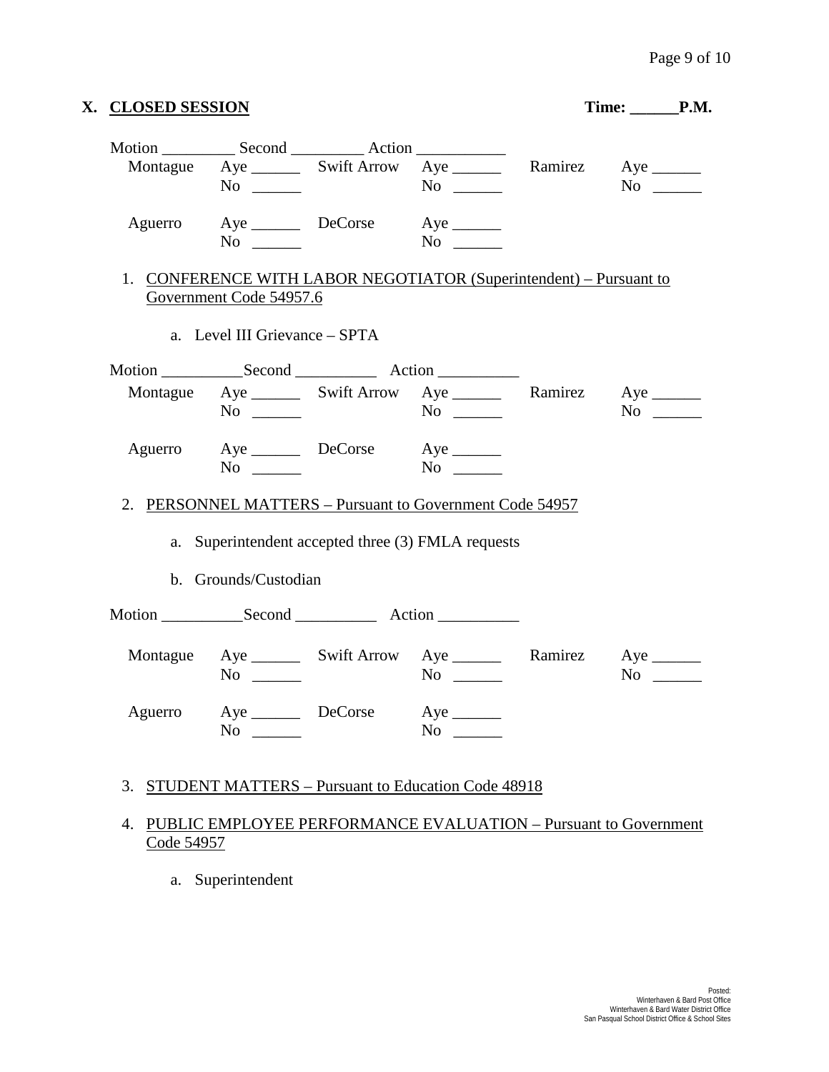## X. CLOSED SESSION **Time: \_\_\_\_\_\_P.M.**

Motion \_\_\_\_\_\_\_\_\_ Second \_\_\_\_\_\_\_\_\_ Action \_\_\_\_\_\_\_\_\_\_\_

| | | | | | |
|---|---|---|---|---|---|
| Montague | Aye \_\_\_\_\_\_ <br> No \_\_\_\_\_\_ | Swift Arrow | Aye \_\_\_\_\_\_ <br> No \_\_\_\_\_\_ | Ramirez | Aye \_\_\_\_\_\_ <br> No \_\_\_\_\_\_ |
| Aguerro | Aye \_\_\_\_\_\_ <br> No \_\_\_\_\_\_ | DeCorse | Aye \_\_\_\_\_\_ <br> No \_\_\_\_\_\_ | | |

1. CONFERENCE WITH LABOR NEGOTIATOR (Superintendent) – Pursuant to Government Code 54957.6

    a. Level III Grievance – SPTA

Motion \_\_\_\_\_\_\_\_\_\_Second \_\_\_\_\_\_\_\_\_\_ Action \_\_\_\_\_\_\_\_\_\_

| | | | | | |
|---|---|---|---|---|---|
| Montague | Aye \_\_\_\_\_\_ <br> No \_\_\_\_\_\_ | Swift Arrow | Aye \_\_\_\_\_\_ <br> No \_\_\_\_\_\_ | Ramirez | Aye \_\_\_\_\_\_ <br> No \_\_\_\_\_\_ |
| Aguerro | Aye \_\_\_\_\_\_ <br> No \_\_\_\_\_\_ | DeCorse | Aye \_\_\_\_\_\_ <br> No \_\_\_\_\_\_ | | |

2. PERSONNEL MATTERS – Pursuant to Government Code 54957

    a. Superintendent accepted three (3) FMLA requests

    b. Grounds/Custodian

Motion \_\_\_\_\_\_\_\_\_\_Second \_\_\_\_\_\_\_\_\_\_ Action \_\_\_\_\_\_\_\_\_\_

| | | | | | |
|---|---|---|---|---|---|
| Montague | Aye \_\_\_\_\_\_ <br> No \_\_\_\_\_\_ | Swift Arrow | Aye \_\_\_\_\_\_ <br> No \_\_\_\_\_\_ | Ramirez | Aye \_\_\_\_\_\_ <br> No \_\_\_\_\_\_ |
| Aguerro | Aye \_\_\_\_\_\_ <br> No \_\_\_\_\_\_ | DeCorse | Aye \_\_\_\_\_\_ <br> No \_\_\_\_\_\_ | | |

3. STUDENT MATTERS – Pursuant to Education Code 48918

4. PUBLIC EMPLOYEE PERFORMANCE EVALUATION – Pursuant to Government Code 54957

    a. Superintendent

Posted:
Winterhaven & Bard Post Office
Winterhaven & Bard Water District Office
San Pasqual School District Office & School Sites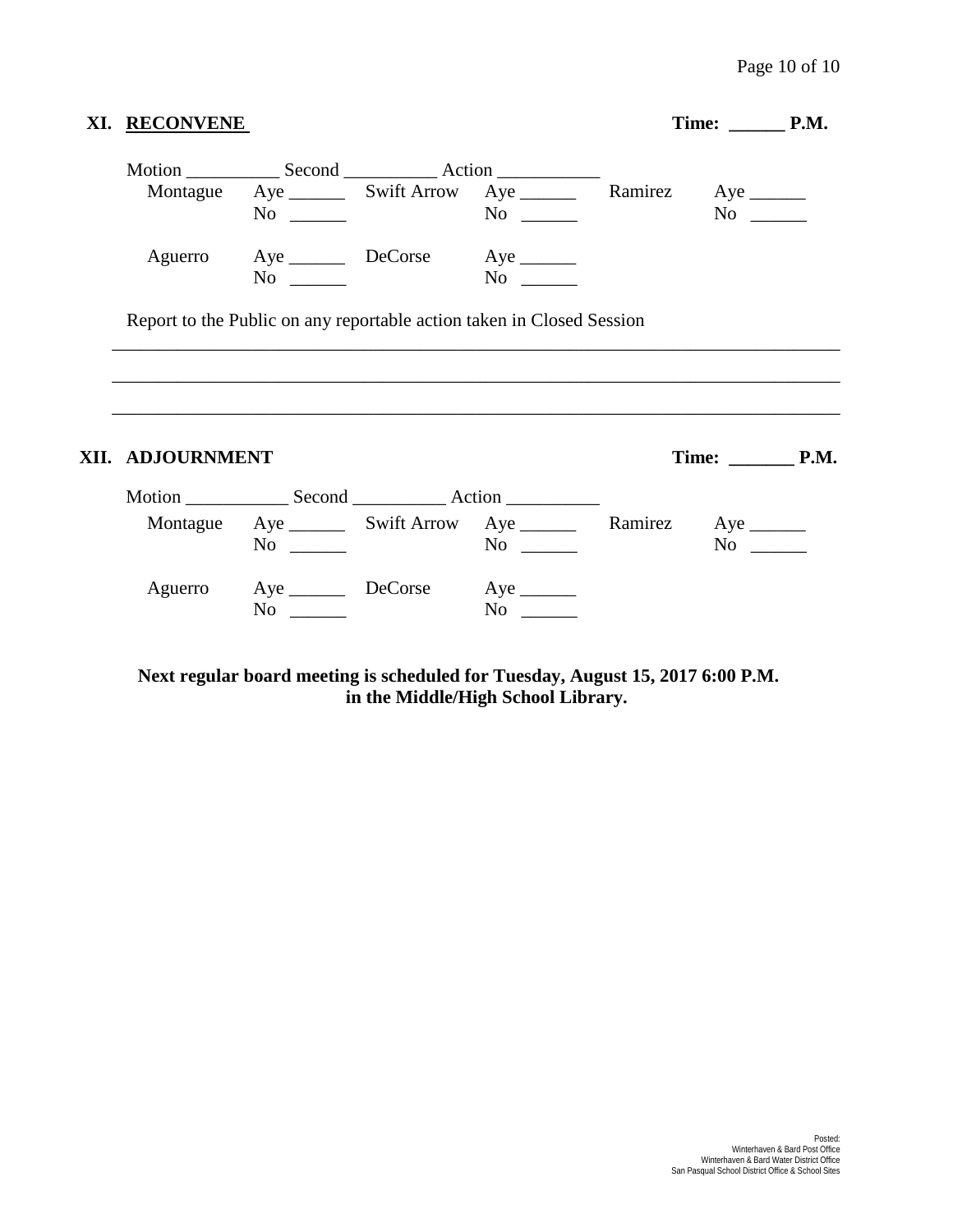## XI. RECONVENE

**Time: ______ P.M.**

Motion __________ Second __________ Action ___________

| | | | | | |
|---|---|---|---|---|---|
| Montague | Aye ______<br>No ______ | Swift Arrow | Aye ______<br>No ______ | Ramirez | Aye ______<br>No ______ |
| Aguerro | Aye ______<br>No ______ | DeCorse | Aye ______<br>No ______ | | |

Report to the Public on any reportable action taken in Closed Session

______________________________________________________________________________

______________________________________________________________________________

______________________________________________________________________________

## XII. ADJOURNMENT

**Time: _______ P.M.**

Motion ___________ Second __________ Action __________

| | | | | | |
|---|---|---|---|---|---|
| Montague | Aye ______<br>No ______ | Swift Arrow | Aye ______<br>No ______ | Ramirez | Aye ______<br>No ______ |
| Aguerro | Aye ______<br>No ______ | DeCorse | Aye ______<br>No ______ | | |

**Next regular board meeting is scheduled for Tuesday, August 15, 2017 6:00 P.M. in the Middle/High School Library.**

Posted:
Winterhaven & Bard Post Office
Winterhaven & Bard Water District Office
San Pasqual School District Office & School Sites